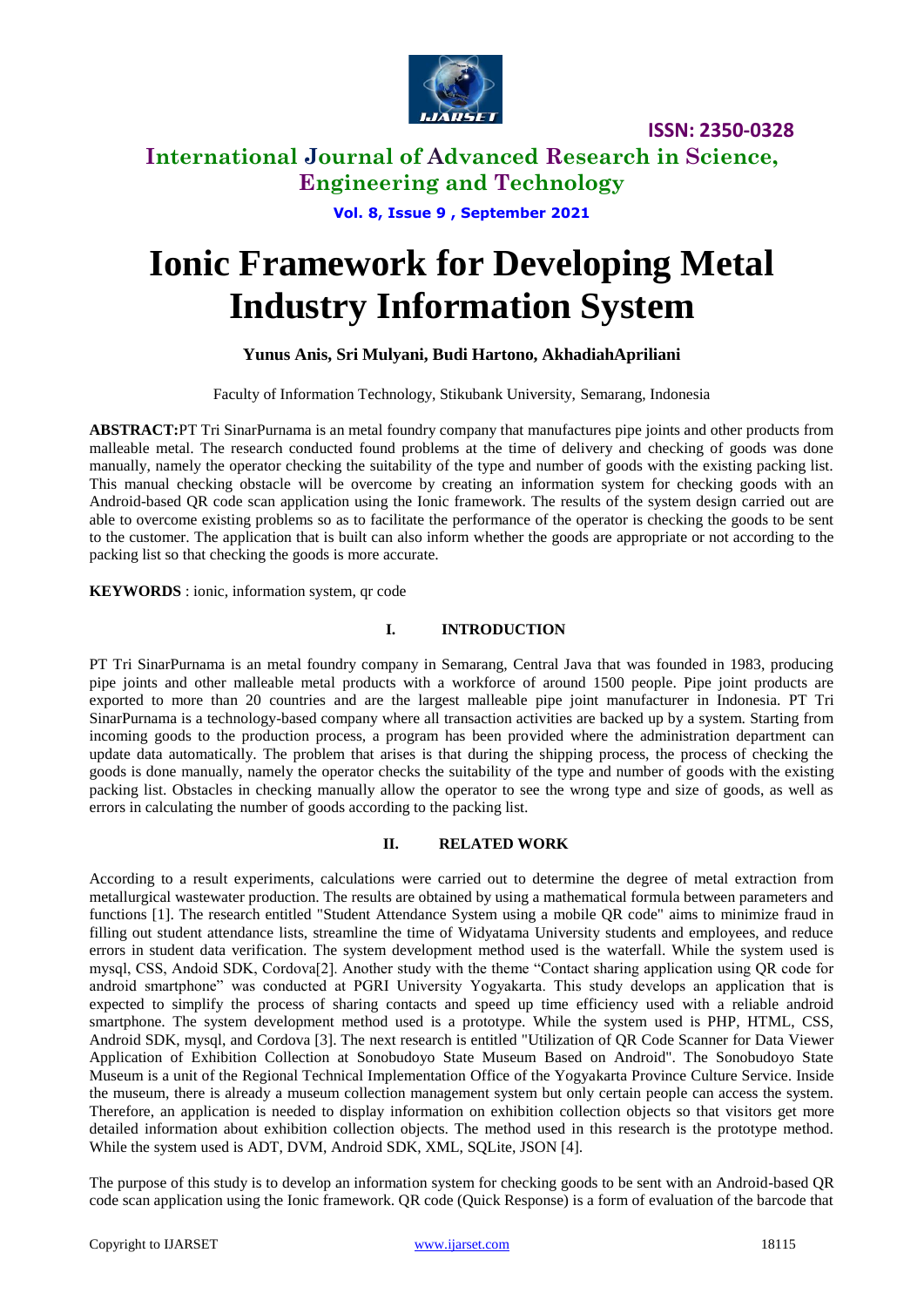# Ionic Framework for Developing Metal Industry Information System

**Yunus Anis, Sri Mulyani, Budi Hartono, AkhadiahApriliani**

Faculty of Information Technology, Stikubank University, Semarang, Indonesia

**ABSTRACT:**PT Tri SinarPurnama is an metal foundry company that manufactures pipe joints and other products from malleable metal. The research conducted found problems at the time of delivery and checking of goods was done manually, namely the operator checking the suitability of the type and number of goods with the existing packing list. This manual checking obstacle will be overcome by creating an information system for checking goods with an Android-based QR code scan application using the Ionic framework. The results of the system design carried out are able to overcome existing problems so as to facilitate the performance of the operator is checking the goods to be sent to the customer. The application that is built can also inform whether the goods are appropriate or not according to the packing list so that checking the goods is more accurate.

**KEYWORDS** : ionic, information system, qr code

## I. INTRODUCTION

PT Tri SinarPurnama is an metal foundry company in Semarang, Central Java that was founded in 1983, producing pipe joints and other malleable metal products with a workforce of around 1500 people. Pipe joint products are exported to more than 20 countries and are the largest malleable pipe joint manufacturer in Indonesia. PT Tri SinarPurnama is a technology-based company where all transaction activities are backed up by a system. Starting from incoming goods to the production process, a program has been provided where the administration department can update data automatically. The problem that arises is that during the shipping process, the process of checking the goods is done manually, namely the operator checks the suitability of the type and number of goods with the existing packing list. Obstacles in checking manually allow the operator to see the wrong type and size of goods, as well as errors in calculating the number of goods according to the packing list.

## II. RELATED WORK

According to a result experiments, calculations were carried out to determine the degree of metal extraction from metallurgical wastewater production. The results are obtained by using a mathematical formula between parameters and functions [1]. The research entitled "Student Attendance System using a mobile QR code" aims to minimize fraud in filling out student attendance lists, streamline the time of Widyatama University students and employees, and reduce errors in student data verification. The system development method used is the waterfall. While the system used is mysql, CSS, Andoid SDK, Cordova[2]. Another study with the theme "Contact sharing application using QR code for android smartphone" was conducted at PGRI University Yogyakarta. This study develops an application that is expected to simplify the process of sharing contacts and speed up time efficiency used with a reliable android smartphone. The system development method used is a prototype. While the system used is PHP, HTML, CSS, Android SDK, mysql, and Cordova [3]. The next research is entitled "Utilization of QR Code Scanner for Data Viewer Application of Exhibition Collection at Sonobudoyo State Museum Based on Android". The Sonobudoyo State Museum is a unit of the Regional Technical Implementation Office of the Yogyakarta Province Culture Service. Inside the museum, there is already a museum collection management system but only certain people can access the system. Therefore, an application is needed to display information on exhibition collection objects so that visitors get more detailed information about exhibition collection objects. The method used in this research is the prototype method. While the system used is ADT, DVM, Android SDK, XML, SQLite, JSON [4].

The purpose of this study is to develop an information system for checking goods to be sent with an Android-based QR code scan application using the Ionic framework. QR code (Quick Response) is a form of evaluation of the barcode that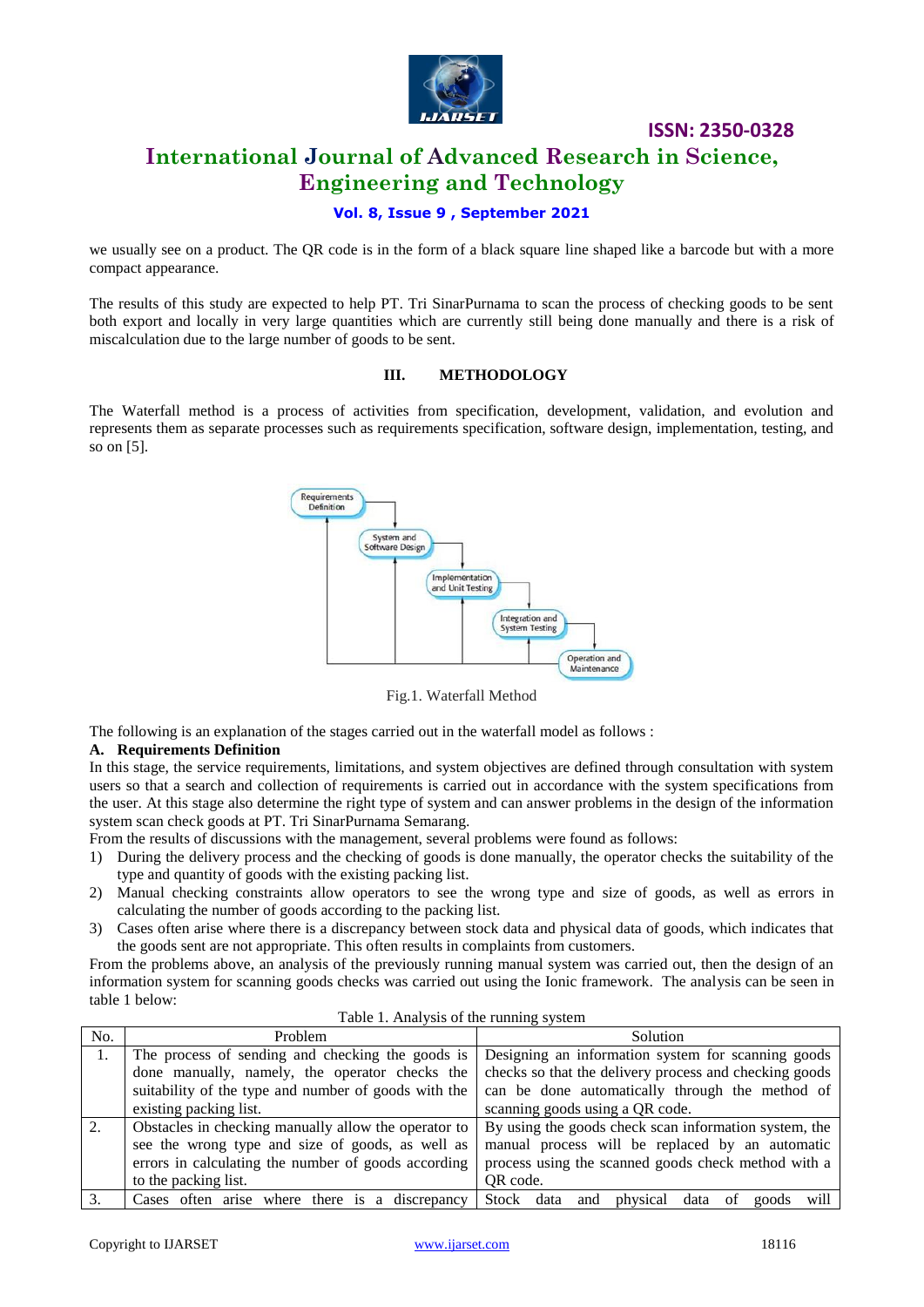we usually see on a product. The QR code is in the form of a black square line shaped like a barcode but with a more compact appearance.

The results of this study are expected to help PT. Tri SinarPurnama to scan the process of checking goods to be sent both export and locally in very large quantities which are currently still being done manually and there is a risk of miscalculation due to the large number of goods to be sent.

## III. METHODOLOGY

The Waterfall method is a process of activities from specification, development, validation, and evolution and represents them as separate processes such as requirements specification, software design, implementation, testing, and so on [5].

Fig.1. Waterfall Method

The following is an explanation of the stages carried out in the waterfall model as follows :

### A. Requirements Definition

In this stage, the service requirements, limitations, and system objectives are defined through consultation with system users so that a search and collection of requirements is carried out in accordance with the system specifications from the user. At this stage also determine the right type of system and can answer problems in the design of the information system scan check goods at PT. Tri SinarPurnama Semarang.

From the results of discussions with the management, several problems were found as follows:

1) During the delivery process and the checking of goods is done manually, the operator checks the suitability of the type and quantity of goods with the existing packing list.
2) Manual checking constraints allow operators to see the wrong type and size of goods, as well as errors in calculating the number of goods according to the packing list.
3) Cases often arise where there is a discrepancy between stock data and physical data of goods, which indicates that the goods sent are not appropriate. This often results in complaints from customers.

From the problems above, an analysis of the previously running manual system was carried out, then the design of an information system for scanning goods checks was carried out using the Ionic framework. The analysis can be seen in table 1 below:

Table 1. Analysis of the running system

| No. | Problem | Solution |
| --- | --- | --- |
| 1. | The process of sending and checking the goods is done manually, namely, the operator checks the suitability of the type and number of goods with the existing packing list. | Designing an information system for scanning goods checks so that the delivery process and checking goods can be done automatically through the method of scanning goods using a QR code. |
| 2. | Obstacles in checking manually allow the operator to see the wrong type and size of goods, as well as errors in calculating the number of goods according to the packing list. | By using the goods check scan information system, the manual process will be replaced by an automatic process using the scanned goods check method with a QR code. |
| 3. | Cases often arise where there is a discrepancy | Stock data and physical data of goods will |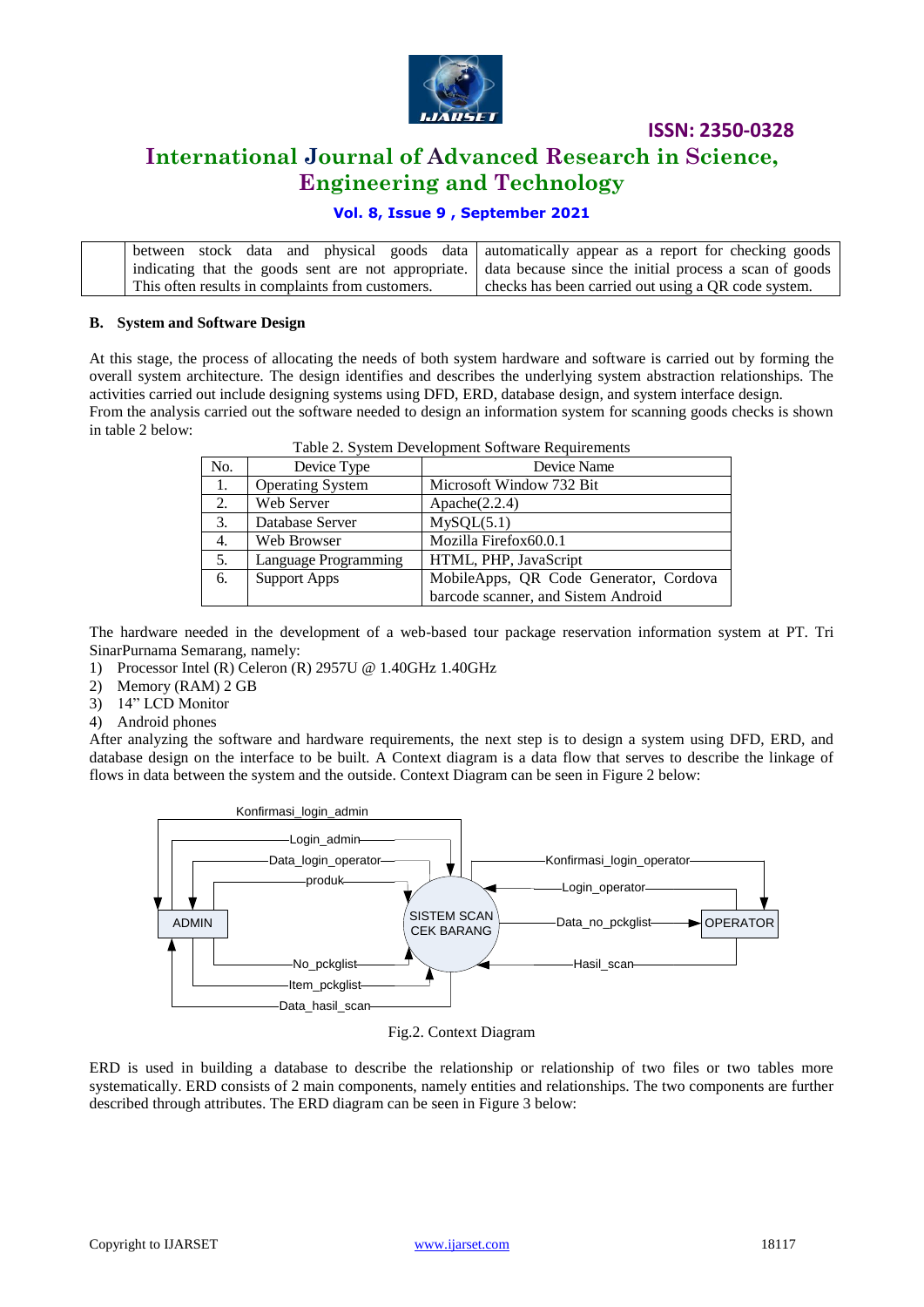| | between stock data and physical goods data indicating that the goods sent are not appropriate. This often results in complaints from customers. | automatically appear as a report for checking goods data because since the initial process a scan of goods checks has been carried out using a QR code system. |
|---|---|---|

### B. System and Software Design

At this stage, the process of allocating the needs of both system hardware and software is carried out by forming the overall system architecture. The design identifies and describes the underlying system abstraction relationships. The activities carried out include designing systems using DFD, ERD, database design, and system interface design.
From the analysis carried out the software needed to design an information system for scanning goods checks is shown in table 2 below:

Table 2. System Development Software Requirements

| No. | Device Type | Device Name |
|---|---|---|
| 1. | Operating System | Microsoft Window 732 Bit |
| 2. | Web Server | Apache(2.2.4) |
| 3. | Database Server | MySQL(5.1) |
| 4. | Web Browser | Mozilla Firefox60.0.1 |
| 5. | Language Programming | HTML, PHP, JavaScript |
| 6. | Support Apps | MobileApps, QR Code Generator, Cordova barcode scanner, and Sistem Android |

The hardware needed in the development of a web-based tour package reservation information system at PT. Tri SinarPurnama Semarang, namely:

1) Processor Intel (R) Celeron (R) 2957U @ 1.40GHz 1.40GHz
2) Memory (RAM) 2 GB
3) 14" LCD Monitor
4) Android phones

After analyzing the software and hardware requirements, the next step is to design a system using DFD, ERD, and database design on the interface to be built. A Context diagram is a data flow that serves to describe the linkage of flows in data between the system and the outside. Context Diagram can be seen in Figure 2 below:

Fig.2. Context Diagram

ERD is used in building a database to describe the relationship or relationship of two files or two tables more systematically. ERD consists of 2 main components, namely entities and relationships. The two components are further described through attributes. The ERD diagram can be seen in Figure 3 below: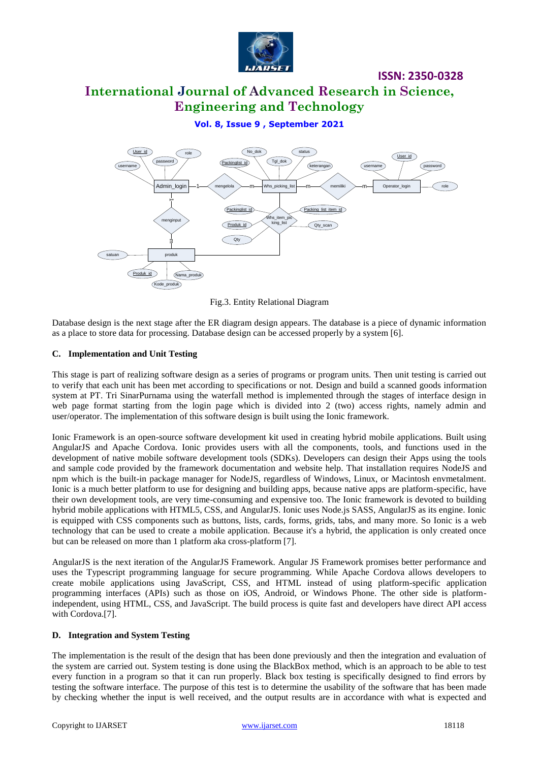Fig.3. Entity Relational Diagram

Database design is the next stage after the ER diagram design appears. The database is a piece of dynamic information as a place to store data for processing. Database design can be accessed properly by a system [6].

### C. Implementation and Unit Testing

This stage is part of realizing software design as a series of programs or program units. Then unit testing is carried out to verify that each unit has been met according to specifications or not. Design and build a scanned goods information system at PT. Tri SinarPurnama using the waterfall method is implemented through the stages of interface design in web page format starting from the login page which is divided into 2 (two) access rights, namely admin and user/operator. The implementation of this software design is built using the Ionic framework.

Ionic Framework is an open-source software development kit used in creating hybrid mobile applications. Built using AngularJS and Apache Cordova. Ionic provides users with all the components, tools, and functions used in the development of native mobile software development tools (SDKs). Developers can design their Apps using the tools and sample code provided by the framework documentation and website help. That installation requires NodeJS and npm which is the built-in package manager for NodeJS, regardless of Windows, Linux, or Macintosh envmetalment. Ionic is a much better platform to use for designing and building apps, because native apps are platform-specific, have their own development tools, are very time-consuming and expensive too. The Ionic framework is devoted to building hybrid mobile applications with HTML5, CSS, and AngularJS. Ionic uses Node.js SASS, AngularJS as its engine. Ionic is equipped with CSS components such as buttons, lists, cards, forms, grids, tabs, and many more. So Ionic is a web technology that can be used to create a mobile application. Because it's a hybrid, the application is only created once but can be released on more than 1 platform aka cross-platform [7].

AngularJS is the next iteration of the AngularJS Framework. Angular JS Framework promises better performance and uses the Typescript programming language for secure programming. While Apache Cordova allows developers to create mobile applications using JavaScript, CSS, and HTML instead of using platform-specific application programming interfaces (APIs) such as those on iOS, Android, or Windows Phone. The other side is platform-independent, using HTML, CSS, and JavaScript. The build process is quite fast and developers have direct API access with Cordova.[7].

### D. Integration and System Testing

The implementation is the result of the design that has been done previously and then the integration and evaluation of the system are carried out. System testing is done using the BlackBox method, which is an approach to be able to test every function in a program so that it can run properly. Black box testing is specifically designed to find errors by testing the software interface. The purpose of this test is to determine the usability of the software that has been made by checking whether the input is well received, and the output results are in accordance with what is expected and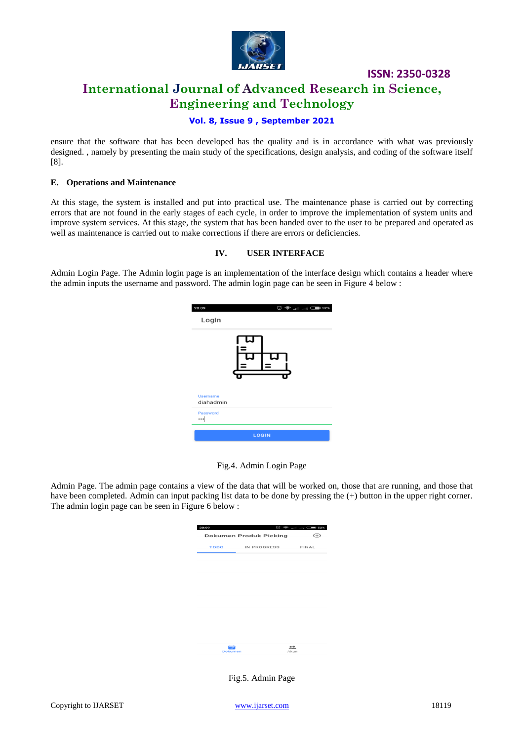ensure that the software that has been developed has the quality and is in accordance with what was previously designed. , namely by presenting the main study of the specifications, design analysis, and coding of the software itself [8].

### E. Operations and Maintenance

At this stage, the system is installed and put into practical use. The maintenance phase is carried out by correcting errors that are not found in the early stages of each cycle, in order to improve the implementation of system units and improve system services. At this stage, the system that has been handed over to the user to be prepared and operated as well as maintenance is carried out to make corrections if there are errors or deficiencies.

## IV. USER INTERFACE

Admin Login Page. The Admin login page is an implementation of the interface design which contains a header where the admin inputs the username and password. The admin login page can be seen in Figure 4 below :

Fig.4. Admin Login Page

Admin Page. The admin page contains a view of the data that will be worked on, those that are running, and those that have been completed. Admin can input packing list data to be done by pressing the (+) button in the upper right corner. The admin login page can be seen in Figure 6 below :

Fig.5. Admin Page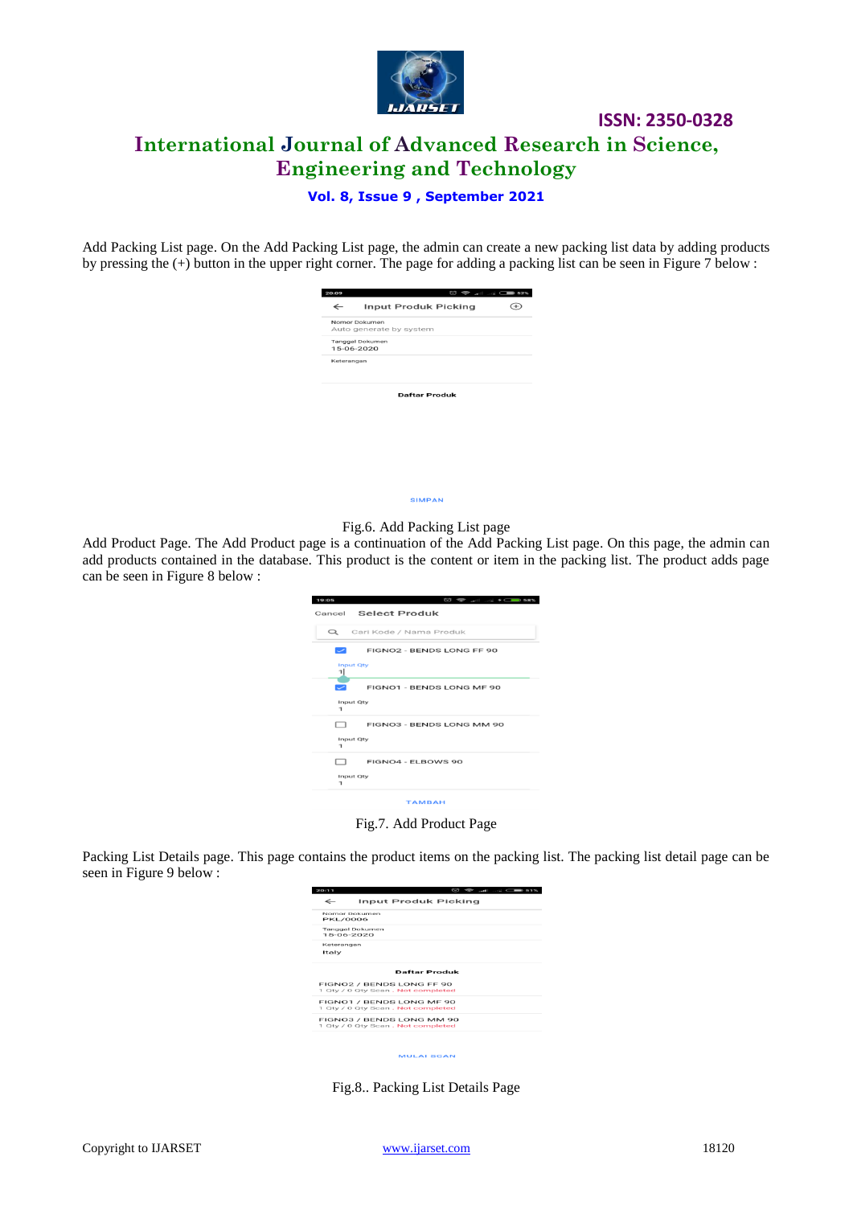Add Packing List page. On the Add Packing List page, the admin can create a new packing list data by adding products by pressing the (+) button in the upper right corner. The page for adding a packing list can be seen in Figure 7 below :

Fig.6. Add Packing List page

Add Product Page. The Add Product page is a continuation of the Add Packing List page. On this page, the admin can add products contained in the database. This product is the content or item in the packing list. The product adds page can be seen in Figure 8 below :

Fig.7. Add Product Page

Packing List Details page. This page contains the product items on the packing list. The packing list detail page can be seen in Figure 9 below :

Fig.8.. Packing List Details Page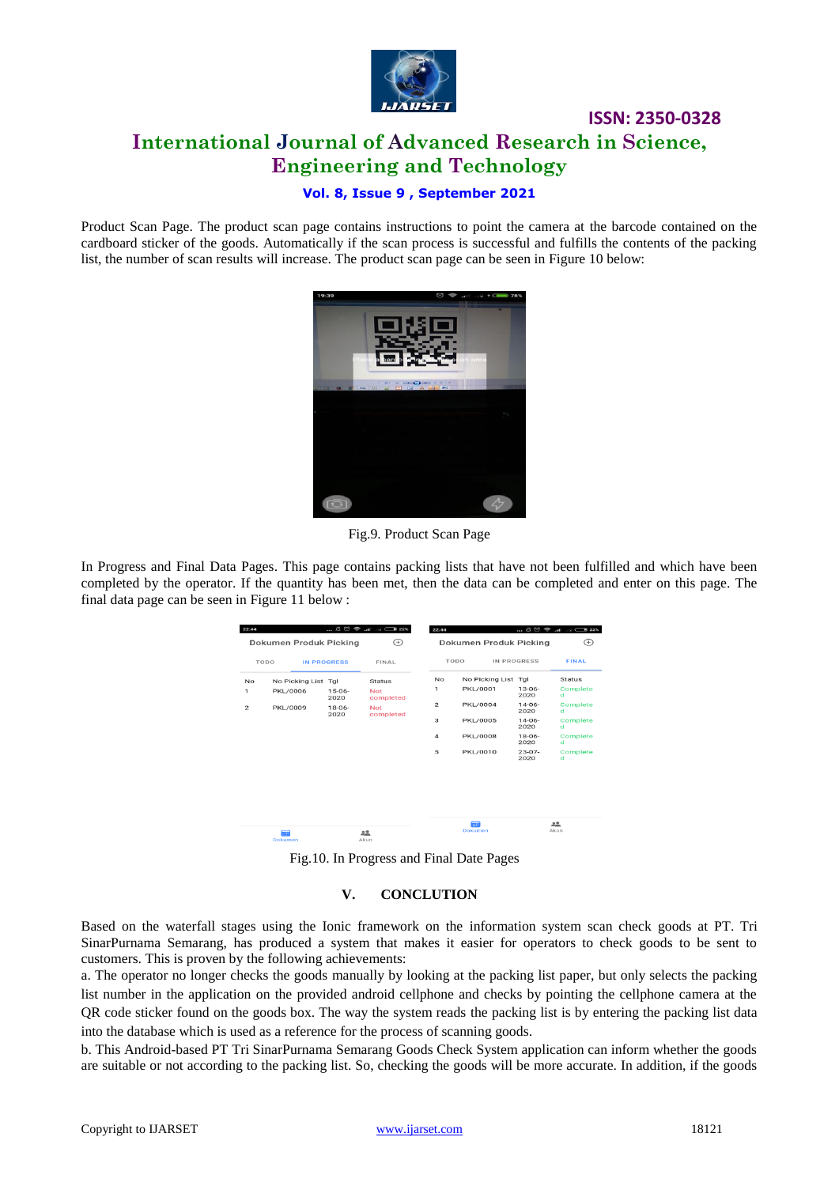Product Scan Page. The product scan page contains instructions to point the camera at the barcode contained on the cardboard sticker of the goods. Automatically if the scan process is successful and fulfills the contents of the packing list, the number of scan results will increase. The product scan page can be seen in Figure 10 below:

Fig.9. Product Scan Page

In Progress and Final Data Pages. This page contains packing lists that have not been fulfilled and which have been completed by the operator. If the quantity has been met, then the data can be completed and enter on this page. The final data page can be seen in Figure 11 below :

Fig.10. In Progress and Final Date Pages

## V. CONCLUTION

Based on the waterfall stages using the Ionic framework on the information system scan check goods at PT. Tri SinarPurnama Semarang, has produced a system that makes it easier for operators to check goods to be sent to customers. This is proven by the following achievements:

a. The operator no longer checks the goods manually by looking at the packing list paper, but only selects the packing list number in the application on the provided android cellphone and checks by pointing the cellphone camera at the QR code sticker found on the goods box. The way the system reads the packing list is by entering the packing list data into the database which is used as a reference for the process of scanning goods.

b. This Android-based PT Tri SinarPurnama Semarang Goods Check System application can inform whether the goods are suitable or not according to the packing list. So, checking the goods will be more accurate. In addition, if the goods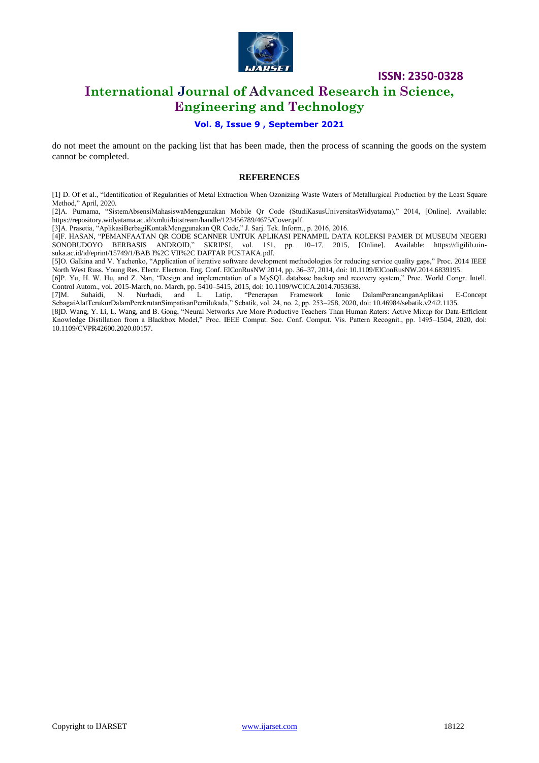do not meet the amount on the packing list that has been made, then the process of scanning the goods on the system cannot be completed.

## REFERENCES

[1] D. Of et al., "Identification of Regularities of Metal Extraction When Ozonizing Waste Waters of Metallurgical Production by the Least Square Method," April, 2020.

[2]A. Purnama, "SistemAbsensiMahasiswaMenggunakan Mobile Qr Code (StudiKasusUniversitasWidyatama)," 2014, [Online]. Available: https://repository.widyatama.ac.id/xmlui/bitstream/handle/123456789/4675/Cover.pdf.

[3]A. Prasetia, "AplikasiBerbagiKontakMenggunakan QR Code," J. Sarj. Tek. Inform., p. 2016, 2016.

[4]F. HASAN, "PEMANFAATAN QR CODE SCANNER UNTUK APLIKASI PENAMPIL DATA KOLEKSI PAMER DI MUSEUM NEGERI SONOBUDOYO BERBASIS ANDROID," SKRIPSI, vol. 151, pp. 10–17, 2015, [Online]. Available: https://digilib.uin-suka.ac.id/id/eprint/15749/1/BAB I%2C VII%2C DAFTAR PUSTAKA.pdf.

[5]O. Galkina and V. Yachenko, "Application of iterative software development methodologies for reducing service quality gaps," Proc. 2014 IEEE North West Russ. Young Res. Electr. Electron. Eng. Conf. ElConRusNW 2014, pp. 36–37, 2014, doi: 10.1109/ElConRusNW.2014.6839195.

[6]P. Yu, H. W. Hu, and Z. Nan, "Design and implementation of a MySQL database backup and recovery system," Proc. World Congr. Intell. Control Autom., vol. 2015-March, no. March, pp. 5410–5415, 2015, doi: 10.1109/WCICA.2014.7053638.

[7]M. Suhaidi, N. Nurhadi, and L. Latip, "Penerapan Framework Ionic DalamPerancanganAplikasi E-Concept SebagaiAlatTerukurDalamPerekrutanSimpatisanPemilukada," Sebatik, vol. 24, no. 2, pp. 253–258, 2020, doi: 10.46984/sebatik.v24i2.1135.

[8]D. Wang, Y. Li, L. Wang, and B. Gong, "Neural Networks Are More Productive Teachers Than Human Raters: Active Mixup for Data-Efficient Knowledge Distillation from a Blackbox Model," Proc. IEEE Comput. Soc. Conf. Comput. Vis. Pattern Recognit., pp. 1495–1504, 2020, doi: 10.1109/CVPR42600.2020.00157.